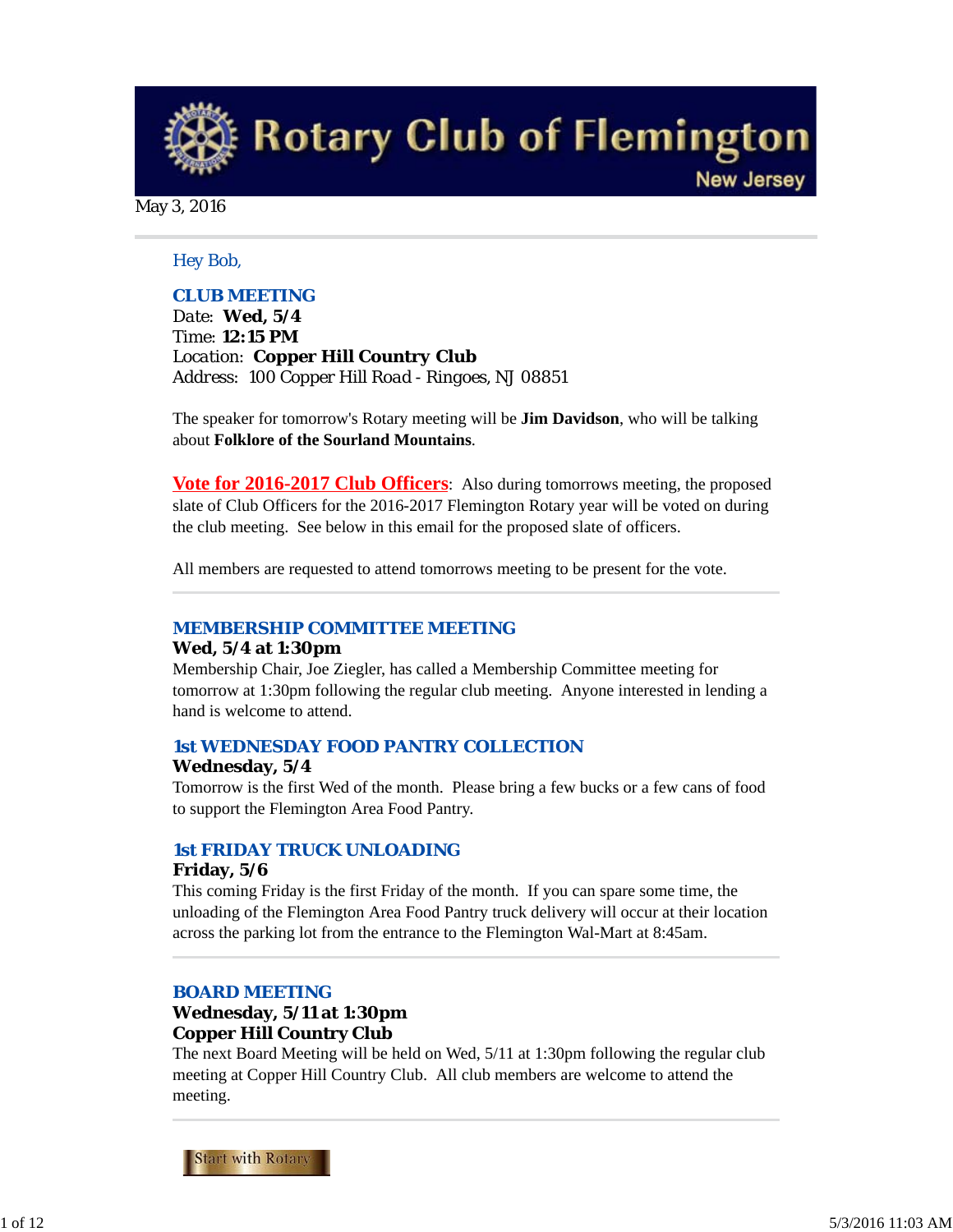# Rotary Club of Flemington

New Jersey

May 3, 2016

Hey Bob,

## CLUB MEETING

Date: **Wed, 5/4**
Time: **12:15 PM**
Location: **Copper Hill Country Club**
Address: 100 Copper Hill Road - Ringoes, NJ 08851

The speaker for tomorrow's Rotary meeting will be **Jim Davidson**, who will be talking about **Folklore of the Sourland Mountains**.

**Vote for 2016-2017 Club Officers**: Also during tomorrows meeting, the proposed slate of Club Officers for the 2016-2017 Flemington Rotary year will be voted on during the club meeting. See below in this email for the proposed slate of officers.

All members are requested to attend tomorrows meeting to be present for the vote.

## MEMBERSHIP COMMITTEE MEETING

**Wed, 5/4 at 1:30pm**

Membership Chair, Joe Ziegler, has called a Membership Committee meeting for tomorrow at 1:30pm following the regular club meeting. Anyone interested in lending a hand is welcome to attend.

## 1st WEDNESDAY FOOD PANTRY COLLECTION

**Wednesday, 5/4**

Tomorrow is the first Wed of the month. Please bring a few bucks or a few cans of food to support the Flemington Area Food Pantry.

## 1st FRIDAY TRUCK UNLOADING

**Friday, 5/6**

This coming Friday is the first Friday of the month. If you can spare some time, the unloading of the Flemington Area Food Pantry truck delivery will occur at their location across the parking lot from the entrance to the Flemington Wal-Mart at 8:45am.

## BOARD MEETING

**Wednesday, 5/11 at 1:30pm**
**Copper Hill Country Club**

The next Board Meeting will be held on Wed, 5/11 at 1:30pm following the regular club meeting at Copper Hill Country Club. All club members are welcome to attend the meeting.

Start with Rotary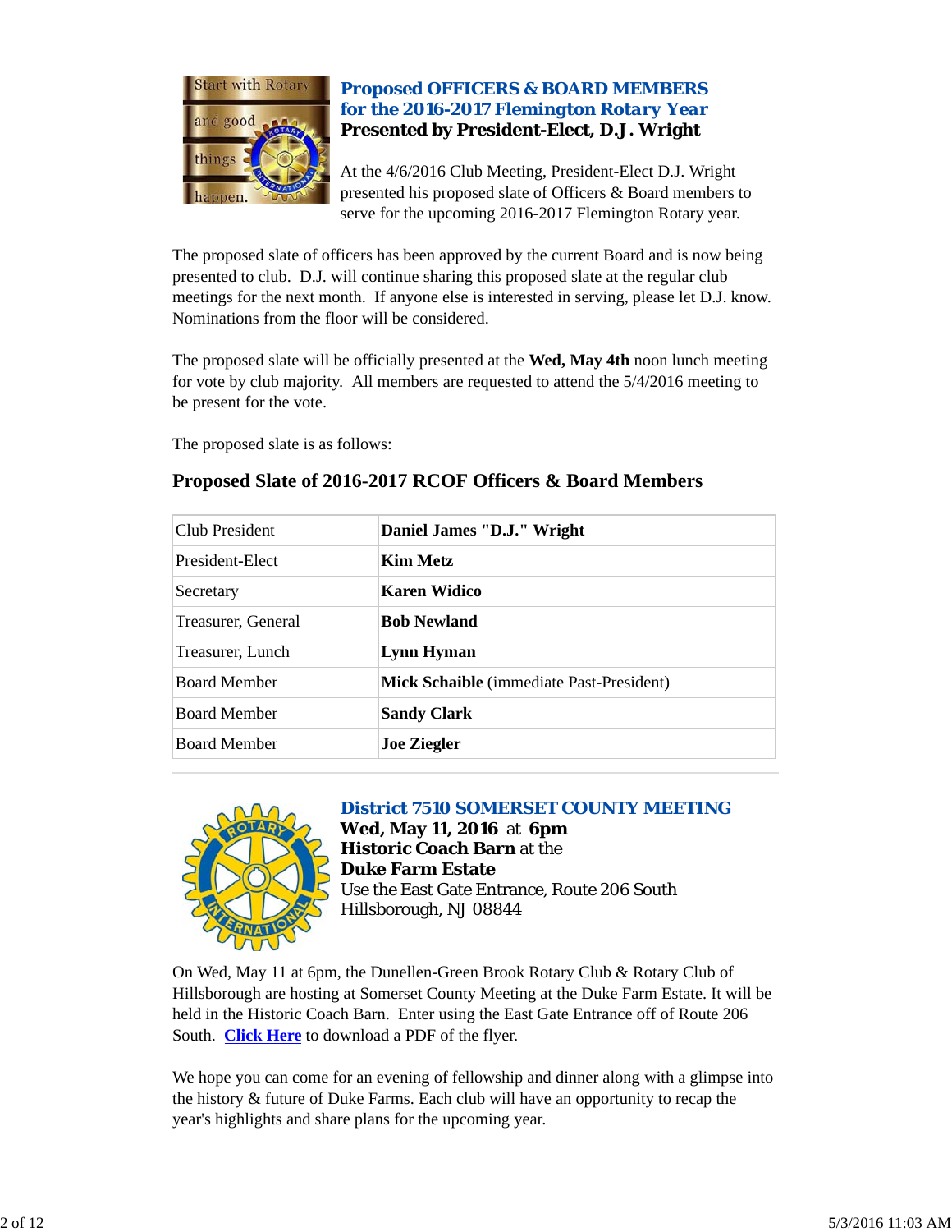## Proposed OFFICERS & BOARD MEMBERS for the 2016-2017 Flemington Rotary Year

**Presented by President-Elect, D.J. Wright**

At the 4/6/2016 Club Meeting, President-Elect D.J. Wright presented his proposed slate of Officers & Board members to serve for the upcoming 2016-2017 Flemington Rotary year.

The proposed slate of officers has been approved by the current Board and is now being presented to club. D.J. will continue sharing this proposed slate at the regular club meetings for the next month. If anyone else is interested in serving, please let D.J. know. Nominations from the floor will be considered.

The proposed slate will be officially presented at the **Wed, May 4th** noon lunch meeting for vote by club majority. All members are requested to attend the 5/4/2016 meeting to be present for the vote.

The proposed slate is as follows:

### Proposed Slate of 2016-2017 RCOF Officers & Board Members

| | |
|---|---|
| Club President | **Daniel James "D.J." Wright** |
| President-Elect | **Kim Metz** |
| Secretary | **Karen Widico** |
| Treasurer, General | **Bob Newland** |
| Treasurer, Lunch | **Lynn Hyman** |
| Board Member | **Mick Schaible** (immediate Past-President) |
| Board Member | **Sandy Clark** |
| Board Member | **Joe Ziegler** |

## District 7510 SOMERSET COUNTY MEETING

**Wed, May 11, 2016** at **6pm**
**Historic Coach Barn** at the
**Duke Farm Estate**
Use the East Gate Entrance, Route 206 South
Hillsborough, NJ 08844

On Wed, May 11 at 6pm, the Dunellen-Green Brook Rotary Club & Rotary Club of Hillsborough are hosting at Somerset County Meeting at the Duke Farm Estate. It will be held in the Historic Coach Barn. Enter using the East Gate Entrance off of Route 206 South. **Click Here** to download a PDF of the flyer.

We hope you can come for an evening of fellowship and dinner along with a glimpse into the history & future of Duke Farms. Each club will have an opportunity to recap the year's highlights and share plans for the upcoming year.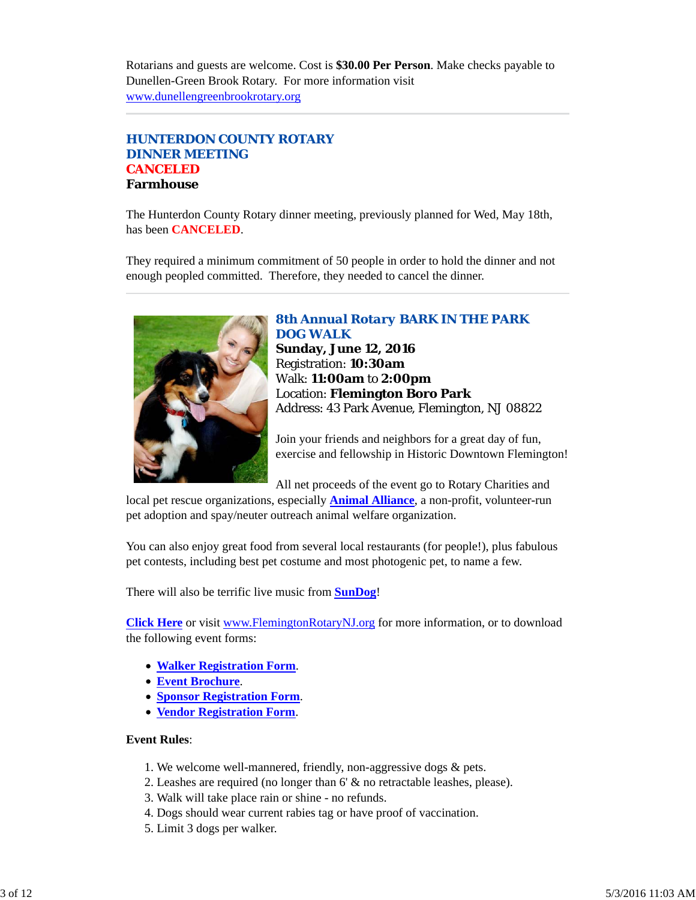Rotarians and guests are welcome. Cost is **$30.00 Per Person**. Make checks payable to Dunellen-Green Brook Rotary. For more information visit www.dunellengreenbrookrotary.org

---

## HUNTERDON COUNTY ROTARY DINNER MEETING
## CANCELED
**Farmhouse**

The Hunterdon County Rotary dinner meeting, previously planned for Wed, May 18th, has been **CANCELED**.

They required a minimum commitment of 50 people in order to hold the dinner and not enough peopled committed. Therefore, they needed to cancel the dinner.

---

## 8th Annual Rotary BARK IN THE PARK DOG WALK

**Sunday, June 12, 2016**
Registration: **10:30am**
Walk: **11:00am** to **2:00pm**
Location: **Flemington Boro Park**
Address: 43 Park Avenue, Flemington, NJ 08822

Join your friends and neighbors for a great day of fun, exercise and fellowship in Historic Downtown Flemington!

All net proceeds of the event go to Rotary Charities and local pet rescue organizations, especially **Animal Alliance**, a non-profit, volunteer-run pet adoption and spay/neuter outreach animal welfare organization.

You can also enjoy great food from several local restaurants (for people!), plus fabulous pet contests, including best pet costume and most photogenic pet, to name a few.

There will also be terrific live music from **SunDog**!

**Click Here** or visit www.FlemingtonRotaryNJ.org for more information, or to download the following event forms:

- **Walker Registration Form**.
- **Event Brochure**.
- **Sponsor Registration Form**.
- **Vendor Registration Form**.

**Event Rules**:

1. We welcome well-mannered, friendly, non-aggressive dogs & pets.
2. Leashes are required (no longer than 6' & no retractable leashes, please).
3. Walk will take place rain or shine - no refunds.
4. Dogs should wear current rabies tag or have proof of vaccination.
5. Limit 3 dogs per walker.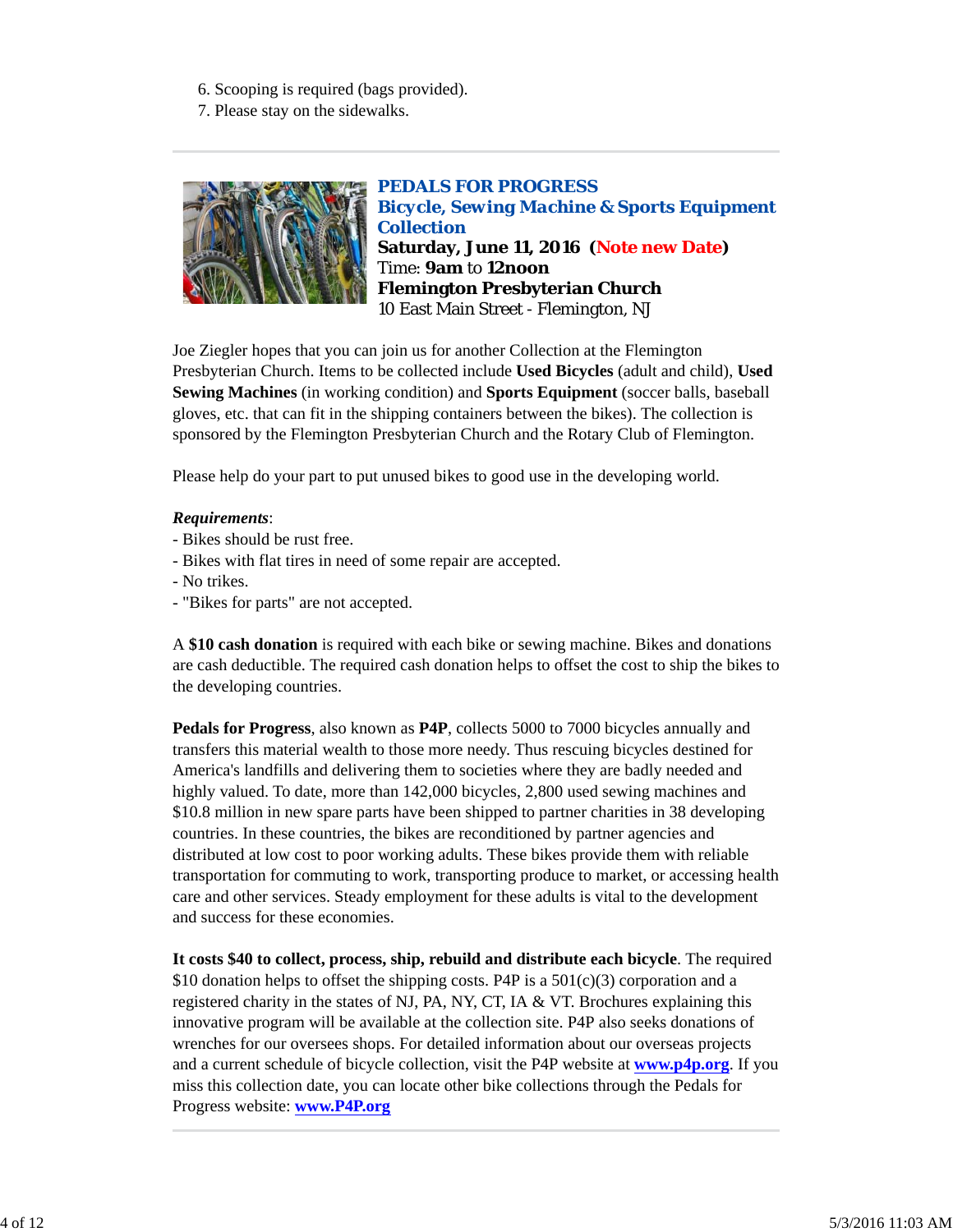6. Scooping is required (bags provided).
7. Please stay on the sidewalks.

---

### ***PEDALS FOR PROGRESS***
### ***Bicycle, Sewing Machine & Sports Equipment Collection***

**Saturday, June 11, 2016 (Note new Date)**
Time: **9am** to **12noon**
**Flemington Presbyterian Church**
10 East Main Street - Flemington, NJ

Joe Ziegler hopes that you can join us for another Collection at the Flemington Presbyterian Church. Items to be collected include **Used Bicycles** (adult and child), **Used Sewing Machines** (in working condition) and **Sports Equipment** (soccer balls, baseball gloves, etc. that can fit in the shipping containers between the bikes). The collection is sponsored by the Flemington Presbyterian Church and the Rotary Club of Flemington.

Please help do your part to put unused bikes to good use in the developing world.

***Requirements***:
- Bikes should be rust free.
- Bikes with flat tires in need of some repair are accepted.
- No trikes.
- "Bikes for parts" are not accepted.

A **$10 cash donation** is required with each bike or sewing machine. Bikes and donations are cash deductible. The required cash donation helps to offset the cost to ship the bikes to the developing countries.

**Pedals for Progress**, also known as **P4P**, collects 5000 to 7000 bicycles annually and transfers this material wealth to those more needy. Thus rescuing bicycles destined for America's landfills and delivering them to societies where they are badly needed and highly valued. To date, more than 142,000 bicycles, 2,800 used sewing machines and $10.8 million in new spare parts have been shipped to partner charities in 38 developing countries. In these countries, the bikes are reconditioned by partner agencies and distributed at low cost to poor working adults. These bikes provide them with reliable transportation for commuting to work, transporting produce to market, or accessing health care and other services. Steady employment for these adults is vital to the development and success for these economies.

**It costs $40 to collect, process, ship, rebuild and distribute each bicycle**. The required $10 donation helps to offset the shipping costs. P4P is a 501(c)(3) corporation and a registered charity in the states of NJ, PA, NY, CT, IA & VT. Brochures explaining this innovative program will be available at the collection site. P4P also seeks donations of wrenches for our oversees shops. For detailed information about our overseas projects and a current schedule of bicycle collection, visit the P4P website at **www.p4p.org**. If you miss this collection date, you can locate other bike collections through the Pedals for Progress website: **www.P4P.org**

---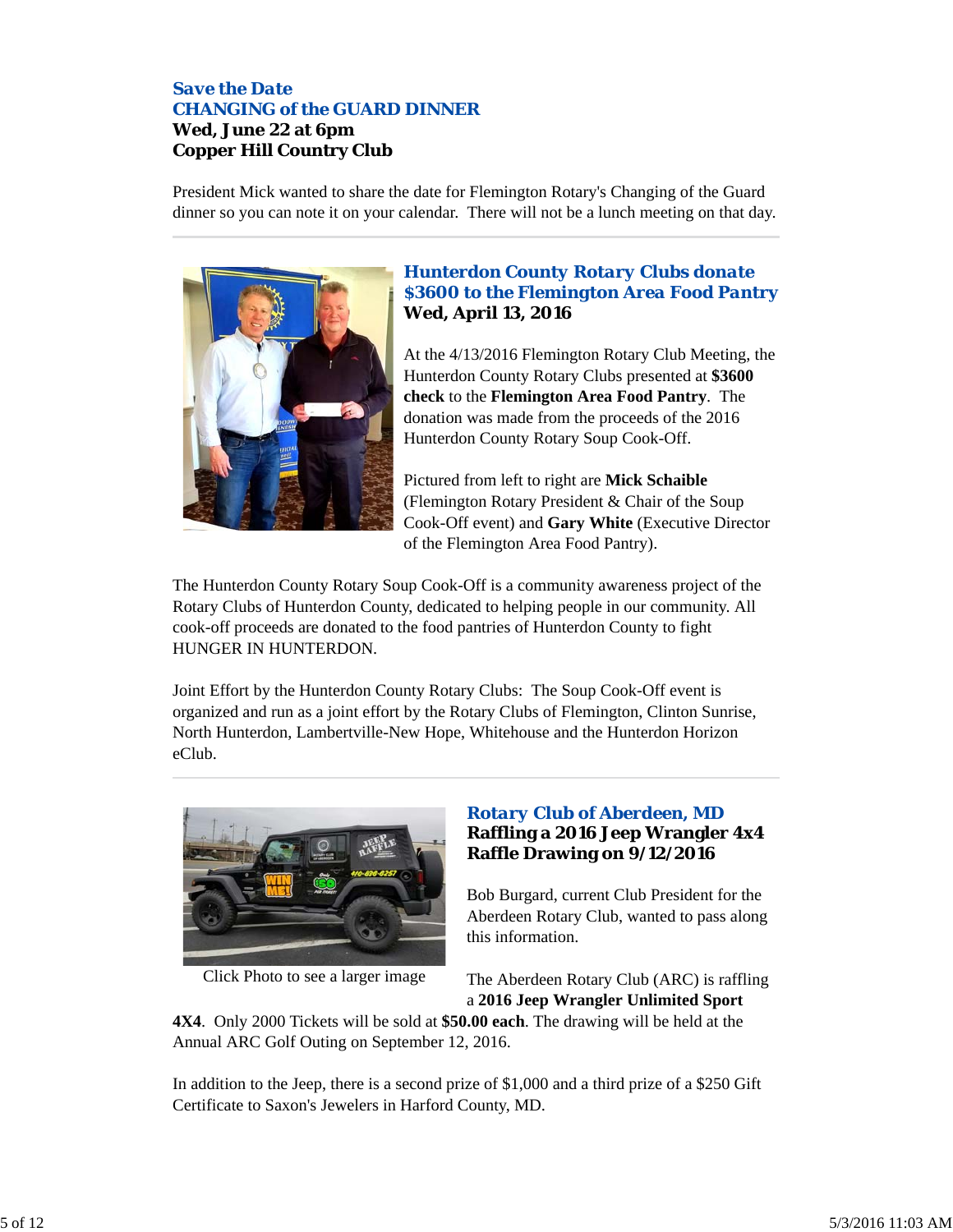### Save the Date
### CHANGING of the GUARD DINNER
**Wed, June 22 at 6pm**
**Copper Hill Country Club**

President Mick wanted to share the date for Flemington Rotary's Changing of the Guard dinner so you can note it on your calendar. There will not be a lunch meeting on that day.

---

### Hunterdon County Rotary Clubs donate $3600 to the Flemington Area Food Pantry
**Wed, April 13, 2016**

At the 4/13/2016 Flemington Rotary Club Meeting, the Hunterdon County Rotary Clubs presented at **$3600 check** to the **Flemington Area Food Pantry**. The donation was made from the proceeds of the 2016 Hunterdon County Rotary Soup Cook-Off.

Pictured from left to right are **Mick Schaible** (Flemington Rotary President & Chair of the Soup Cook-Off event) and **Gary White** (Executive Director of the Flemington Area Food Pantry).

The Hunterdon County Rotary Soup Cook-Off is a community awareness project of the Rotary Clubs of Hunterdon County, dedicated to helping people in our community. All cook-off proceeds are donated to the food pantries of Hunterdon County to fight HUNGER IN HUNTERDON.

Joint Effort by the Hunterdon County Rotary Clubs: The Soup Cook-Off event is organized and run as a joint effort by the Rotary Clubs of Flemington, Clinton Sunrise, North Hunterdon, Lambertville-New Hope, Whitehouse and the Hunterdon Horizon eClub.

---

### Rotary Club of Aberdeen, MD
**Raffling a 2016 Jeep Wrangler 4x4**
**Raffle Drawing on 9/12/2016**

Click Photo to see a larger image

Bob Burgard, current Club President for the Aberdeen Rotary Club, wanted to pass along this information.

The Aberdeen Rotary Club (ARC) is raffling a **2016 Jeep Wrangler Unlimited Sport 4X4**. Only 2000 Tickets will be sold at **$50.00 each**. The drawing will be held at the Annual ARC Golf Outing on September 12, 2016.

In addition to the Jeep, there is a second prize of $1,000 and a third prize of a $250 Gift Certificate to Saxon's Jewelers in Harford County, MD.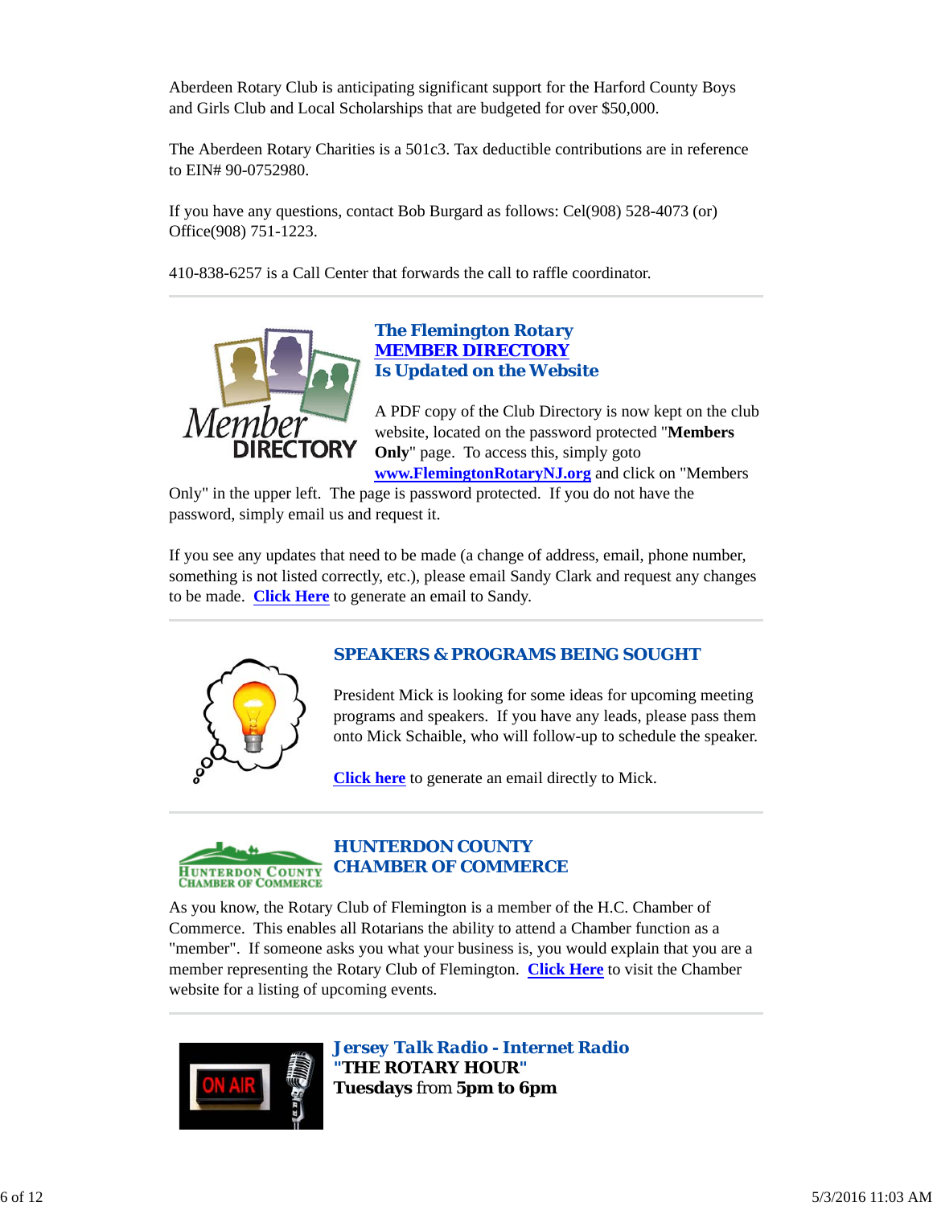Aberdeen Rotary Club is anticipating significant support for the Harford County Boys and Girls Club and Local Scholarships that are budgeted for over $50,000.

The Aberdeen Rotary Charities is a 501c3. Tax deductible contributions are in reference to EIN# 90-0752980.

If you have any questions, contact Bob Burgard as follows: Cel(908) 528-4073 (or) Office(908) 751-1223.

410-838-6257 is a Call Center that forwards the call to raffle coordinator.

---

### The Flemington Rotary MEMBER DIRECTORY Is Updated on the Website

A PDF copy of the Club Directory is now kept on the club website, located on the password protected "**Members Only**" page. To access this, simply goto **www.FlemingtonRotaryNJ.org** and click on "Members Only" in the upper left. The page is password protected. If you do not have the password, simply email us and request it.

If you see any updates that need to be made (a change of address, email, phone number, something is not listed correctly, etc.), please email Sandy Clark and request any changes to be made. **Click Here** to generate an email to Sandy.

---

### SPEAKERS & PROGRAMS BEING SOUGHT

President Mick is looking for some ideas for upcoming meeting programs and speakers. If you have any leads, please pass them onto Mick Schaible, who will follow-up to schedule the speaker.

**Click here** to generate an email directly to Mick.

---

### HUNTERDON COUNTY CHAMBER OF COMMERCE

As you know, the Rotary Club of Flemington is a member of the H.C. Chamber of Commerce. This enables all Rotarians the ability to attend a Chamber function as a "member". If someone asks you what your business is, you would explain that you are a member representing the Rotary Club of Flemington. **Click Here** to visit the Chamber website for a listing of upcoming events.

---

### *Jersey Talk Radio - Internet Radio*

**"THE ROTARY HOUR"**

**Tuesdays** from **5pm to 6pm**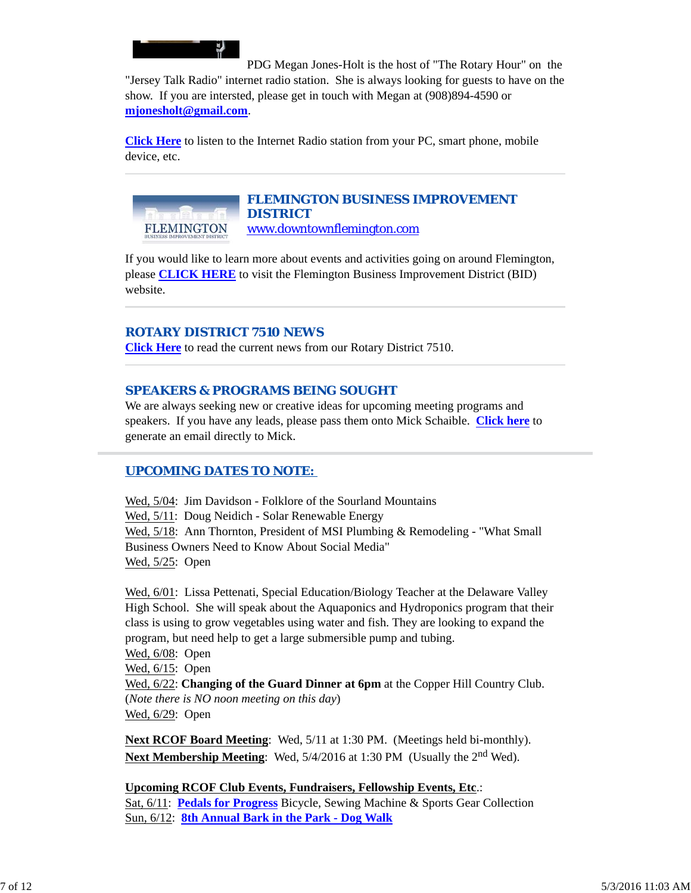PDG Megan Jones-Holt is the host of "The Rotary Hour" on the "Jersey Talk Radio" internet radio station. She is always looking for guests to have on the show. If you are intersted, please get in touch with Megan at (908)894-4590 or **mjonesholt@gmail.com**.

**Click Here** to listen to the Internet Radio station from your PC, smart phone, mobile device, etc.

---

## FLEMINGTON BUSINESS IMPROVEMENT DISTRICT

www.downtownflemington.com

If you would like to learn more about events and activities going on around Flemington, please **CLICK HERE** to visit the Flemington Business Improvement District (BID) website.

---

## ROTARY DISTRICT 7510 NEWS

**Click Here** to read the current news from our Rotary District 7510.

---

## SPEAKERS & PROGRAMS BEING SOUGHT

We are always seeking new or creative ideas for upcoming meeting programs and speakers. If you have any leads, please pass them onto Mick Schaible. **Click here** to generate an email directly to Mick.

---

## UPCOMING DATES TO NOTE:

Wed, 5/04: Jim Davidson - Folklore of the Sourland Mountains
Wed, 5/11: Doug Neidich - Solar Renewable Energy
Wed, 5/18: Ann Thornton, President of MSI Plumbing & Remodeling - "What Small Business Owners Need to Know About Social Media"
Wed, 5/25: Open

Wed, 6/01: Lissa Pettenati, Special Education/Biology Teacher at the Delaware Valley High School. She will speak about the Aquaponics and Hydroponics program that their class is using to grow vegetables using water and fish. They are looking to expand the program, but need help to get a large submersible pump and tubing.
Wed, 6/08: Open
Wed, 6/15: Open
Wed, 6/22: **Changing of the Guard Dinner at 6pm** at the Copper Hill Country Club. (*Note there is NO noon meeting on this day*)
Wed, 6/29: Open

**Next RCOF Board Meeting**: Wed, 5/11 at 1:30 PM. (Meetings held bi-monthly).
**Next Membership Meeting**: Wed, 5/4/2016 at 1:30 PM (Usually the 2nd Wed).

**Upcoming RCOF Club Events, Fundraisers, Fellowship Events, Etc.**:
Sat, 6/11: **Pedals for Progress** Bicycle, Sewing Machine & Sports Gear Collection
Sun, 6/12: **8th Annual Bark in the Park - Dog Walk**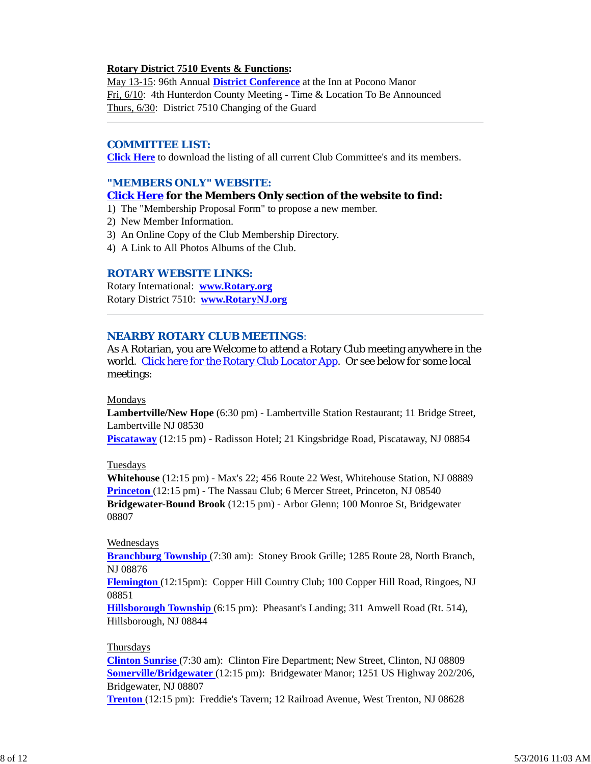**Rotary District 7510 Events & Functions:**

May 13-15: 96th Annual **District Conference** at the Inn at Pocono Manor
Fri, 6/10: 4th Hunterdon County Meeting - Time & Location To Be Announced
Thurs, 6/30: District 7510 Changing of the Guard

---

## COMMITTEE LIST:

**Click Here** to download the listing of all current Club Committee's and its members.

## "MEMBERS ONLY" WEBSITE:

**Click Here for the Members Only section of the website to find:**

1) The "Membership Proposal Form" to propose a new member.
2) New Member Information.
3) An Online Copy of the Club Membership Directory.
4) A Link to All Photos Albums of the Club.

## ROTARY WEBSITE LINKS:

Rotary International: **www.Rotary.org**
Rotary District 7510: **www.RotaryNJ.org**

---

## NEARBY ROTARY CLUB MEETINGS:

As A Rotarian, you are Welcome to attend a Rotary Club meeting anywhere in the world. Click here for the Rotary Club Locator App. Or see below for some local meetings:

Mondays
**Lambertville/New Hope** (6:30 pm) - Lambertville Station Restaurant; 11 Bridge Street, Lambertville NJ 08530
**Piscataway** (12:15 pm) - Radisson Hotel; 21 Kingsbridge Road, Piscataway, NJ 08854

Tuesdays
**Whitehouse** (12:15 pm) - Max's 22; 456 Route 22 West, Whitehouse Station, NJ 08889
**Princeton** (12:15 pm) - The Nassau Club; 6 Mercer Street, Princeton, NJ 08540
**Bridgewater-Bound Brook** (12:15 pm) - Arbor Glenn; 100 Monroe St, Bridgewater 08807

Wednesdays
**Branchburg Township** (7:30 am): Stoney Brook Grille; 1285 Route 28, North Branch, NJ 08876
**Flemington** (12:15pm): Copper Hill Country Club; 100 Copper Hill Road, Ringoes, NJ 08851
**Hillsborough Township** (6:15 pm): Pheasant's Landing; 311 Amwell Road (Rt. 514), Hillsborough, NJ 08844

Thursdays
**Clinton Sunrise** (7:30 am): Clinton Fire Department; New Street, Clinton, NJ 08809
**Somerville/Bridgewater** (12:15 pm): Bridgewater Manor; 1251 US Highway 202/206, Bridgewater, NJ 08807
**Trenton** (12:15 pm): Freddie's Tavern; 12 Railroad Avenue, West Trenton, NJ 08628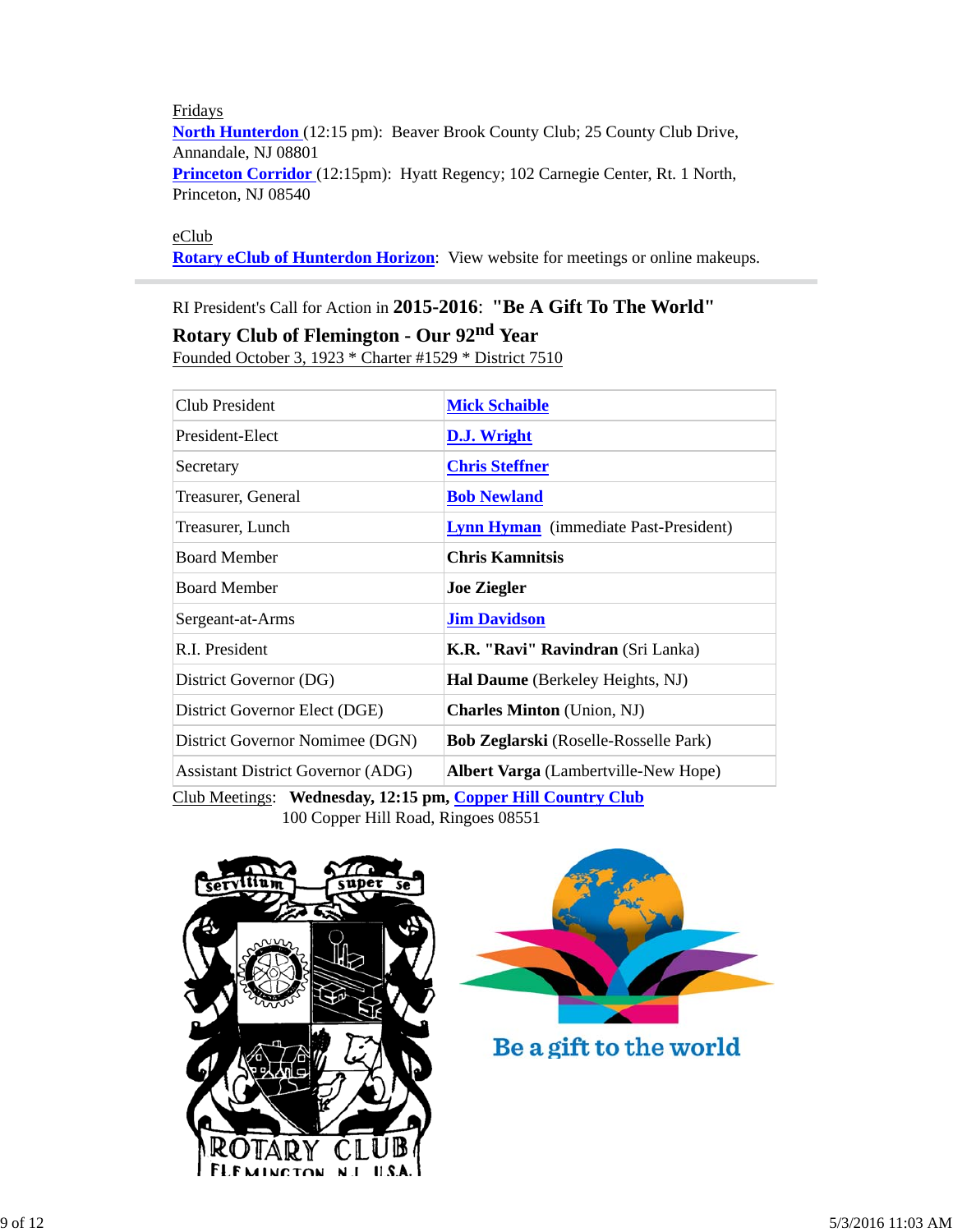Fridays

**North Hunterdon** (12:15 pm): Beaver Brook County Club; 25 County Club Drive, Annandale, NJ 08801

**Princeton Corridor** (12:15pm): Hyatt Regency; 102 Carnegie Center, Rt. 1 North, Princeton, NJ 08540

eClub

**Rotary eClub of Hunterdon Horizon**: View website for meetings or online makeups.

---

RI President's Call for Action in **2015-2016**: **"Be A Gift To The World"**

**Rotary Club of Flemington - Our 92nd Year**

Founded October 3, 1923 * Charter #1529 * District 7510

| | |
|---|---|
| Club President | **Mick Schaible** |
| President-Elect | **D.J. Wright** |
| Secretary | **Chris Steffner** |
| Treasurer, General | **Bob Newland** |
| Treasurer, Lunch | **Lynn Hyman** (immediate Past-President) |
| Board Member | **Chris Kamnitsis** |
| Board Member | **Joe Ziegler** |
| Sergeant-at-Arms | **Jim Davidson** |
| R.I. President | **K.R. "Ravi" Ravindran** (Sri Lanka) |
| District Governor (DG) | **Hal Daume** (Berkeley Heights, NJ) |
| District Governor Elect (DGE) | **Charles Minton** (Union, NJ) |
| District Governor Nomimee (DGN) | **Bob Zeglarski** (Roselle-Rosselle Park) |
| Assistant District Governor (ADG) | **Albert Varga** (Lambertville-New Hope) |

Club Meetings: **Wednesday, 12:15 pm, Copper Hill Country Club**
100 Copper Hill Road, Ringoes 08551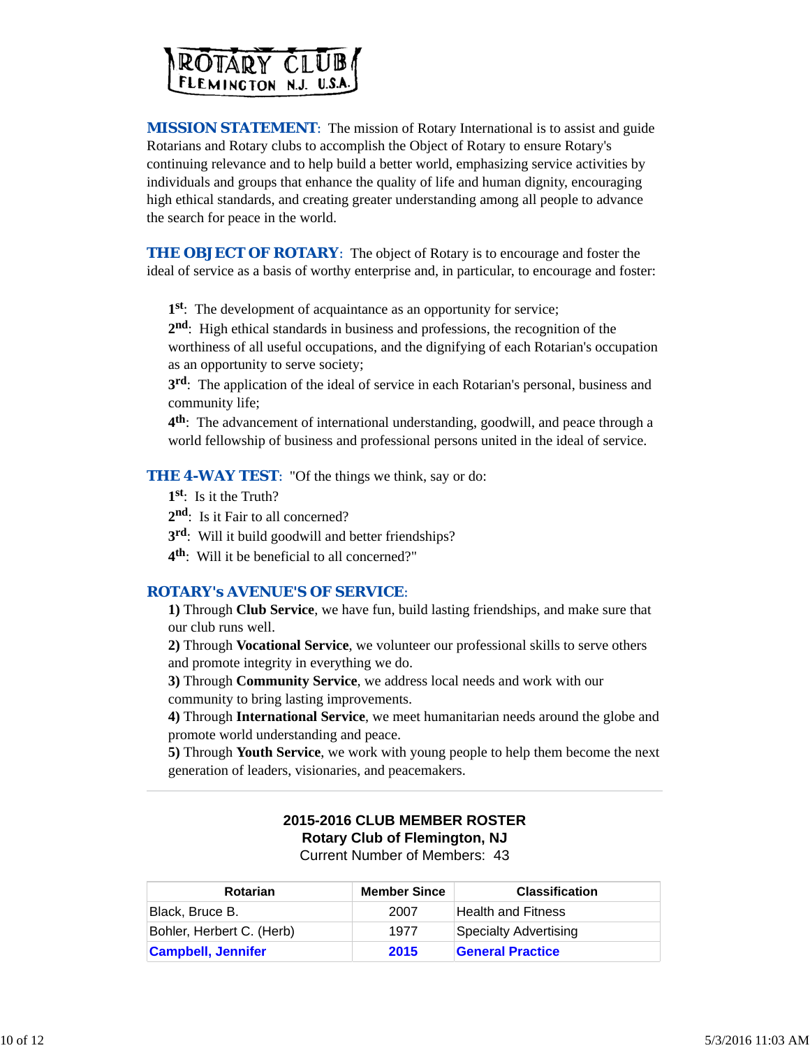ROTARY CLUB
FLEMINGTON N.J. U.S.A.

**MISSION STATEMENT**: The mission of Rotary International is to assist and guide Rotarians and Rotary clubs to accomplish the Object of Rotary to ensure Rotary's continuing relevance and to help build a better world, emphasizing service activities by individuals and groups that enhance the quality of life and human dignity, encouraging high ethical standards, and creating greater understanding among all people to advance the search for peace in the world.

**THE OBJECT OF ROTARY**: The object of Rotary is to encourage and foster the ideal of service as a basis of worthy enterprise and, in particular, to encourage and foster:

**1st**: The development of acquaintance as an opportunity for service;
**2nd**: High ethical standards in business and professions, the recognition of the worthiness of all useful occupations, and the dignifying of each Rotarian's occupation as an opportunity to serve society;
**3rd**: The application of the ideal of service in each Rotarian's personal, business and community life;
**4th**: The advancement of international understanding, goodwill, and peace through a world fellowship of business and professional persons united in the ideal of service.

**THE 4-WAY TEST**: "Of the things we think, say or do:
**1st**: Is it the Truth?
**2nd**: Is it Fair to all concerned?
**3rd**: Will it build goodwill and better friendships?
**4th**: Will it be beneficial to all concerned?"

**ROTARY's AVENUE'S OF SERVICE**:
**1)** Through **Club Service**, we have fun, build lasting friendships, and make sure that our club runs well.
**2)** Through **Vocational Service**, we volunteer our professional skills to serve others and promote integrity in everything we do.
**3)** Through **Community Service**, we address local needs and work with our community to bring lasting improvements.
**4)** Through **International Service**, we meet humanitarian needs around the globe and promote world understanding and peace.
**5)** Through **Youth Service**, we work with young people to help them become the next generation of leaders, visionaries, and peacemakers.

---

**2015-2016 CLUB MEMBER ROSTER**
**Rotary Club of Flemington, NJ**
Current Number of Members: 43

| Rotarian | Member Since | Classification |
|---|---|---|
| Black, Bruce B. | 2007 | Health and Fitness |
| Bohler, Herbert C. (Herb) | 1977 | Specialty Advertising |
| **Campbell, Jennifer** | **2015** | **General Practice** |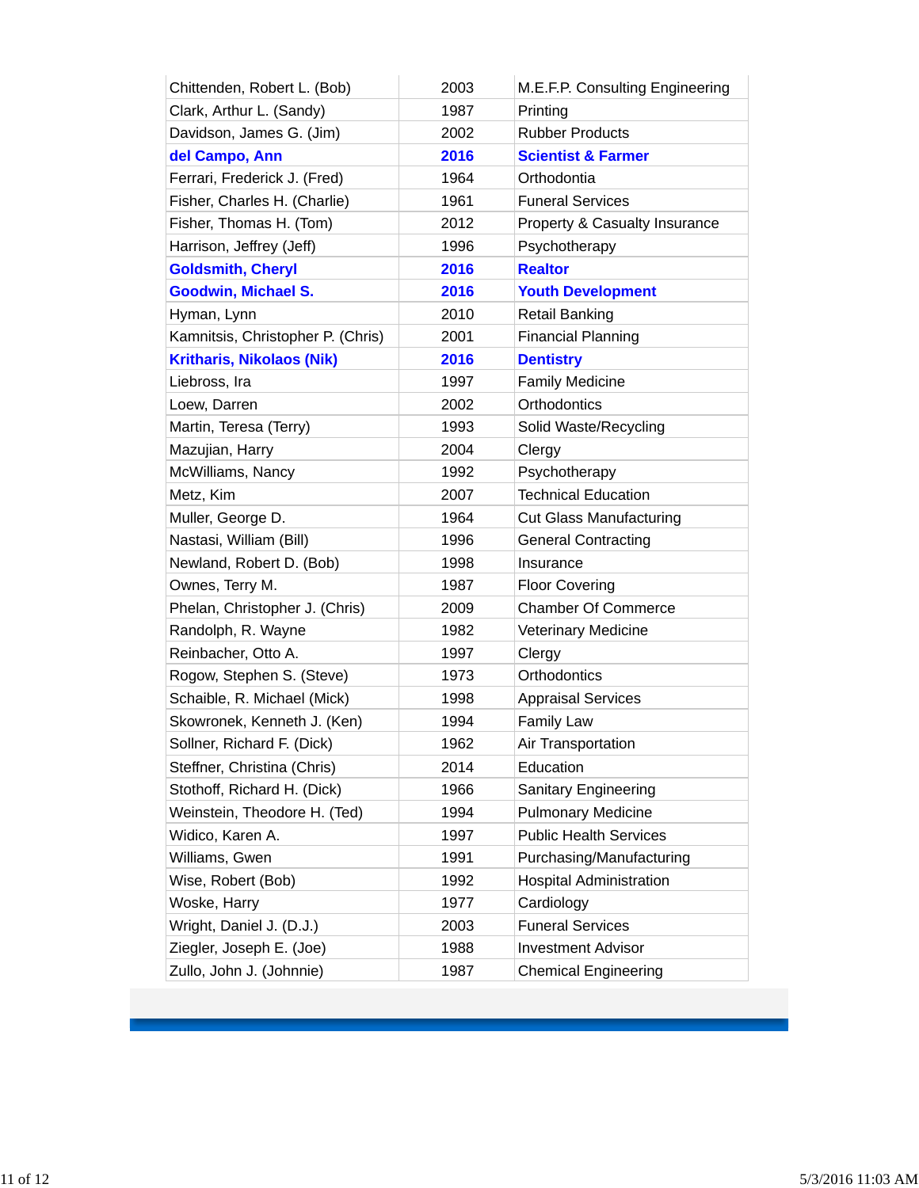| | | |
|---|---|---|
| Chittenden, Robert L. (Bob) | 2003 | M.E.F.P. Consulting Engineering |
| Clark, Arthur L. (Sandy) | 1987 | Printing |
| Davidson, James G. (Jim) | 2002 | Rubber Products |
| **del Campo, Ann** | **2016** | **Scientist & Farmer** |
| Ferrari, Frederick J. (Fred) | 1964 | Orthodontia |
| Fisher, Charles H. (Charlie) | 1961 | Funeral Services |
| Fisher, Thomas H. (Tom) | 2012 | Property & Casualty Insurance |
| Harrison, Jeffrey (Jeff) | 1996 | Psychotherapy |
| **Goldsmith, Cheryl** | **2016** | **Realtor** |
| **Goodwin, Michael S.** | **2016** | **Youth Development** |
| Hyman, Lynn | 2010 | Retail Banking |
| Kamnitsis, Christopher P. (Chris) | 2001 | Financial Planning |
| **Kritharis, Nikolaos (Nik)** | **2016** | **Dentistry** |
| Liebross, Ira | 1997 | Family Medicine |
| Loew, Darren | 2002 | Orthodontics |
| Martin, Teresa (Terry) | 1993 | Solid Waste/Recycling |
| Mazujian, Harry | 2004 | Clergy |
| McWilliams, Nancy | 1992 | Psychotherapy |
| Metz, Kim | 2007 | Technical Education |
| Muller, George D. | 1964 | Cut Glass Manufacturing |
| Nastasi, William (Bill) | 1996 | General Contracting |
| Newland, Robert D. (Bob) | 1998 | Insurance |
| Ownes, Terry M. | 1987 | Floor Covering |
| Phelan, Christopher J. (Chris) | 2009 | Chamber Of Commerce |
| Randolph, R. Wayne | 1982 | Veterinary Medicine |
| Reinbacher, Otto A. | 1997 | Clergy |
| Rogow, Stephen S. (Steve) | 1973 | Orthodontics |
| Schaible, R. Michael (Mick) | 1998 | Appraisal Services |
| Skowronek, Kenneth J. (Ken) | 1994 | Family Law |
| Sollner, Richard F. (Dick) | 1962 | Air Transportation |
| Steffner, Christina (Chris) | 2014 | Education |
| Stothoff, Richard H. (Dick) | 1966 | Sanitary Engineering |
| Weinstein, Theodore H. (Ted) | 1994 | Pulmonary Medicine |
| Widico, Karen A. | 1997 | Public Health Services |
| Williams, Gwen | 1991 | Purchasing/Manufacturing |
| Wise, Robert (Bob) | 1992 | Hospital Administration |
| Woske, Harry | 1977 | Cardiology |
| Wright, Daniel J. (D.J.) | 2003 | Funeral Services |
| Ziegler, Joseph E. (Joe) | 1988 | Investment Advisor |
| Zullo, John J. (Johnnie) | 1987 | Chemical Engineering |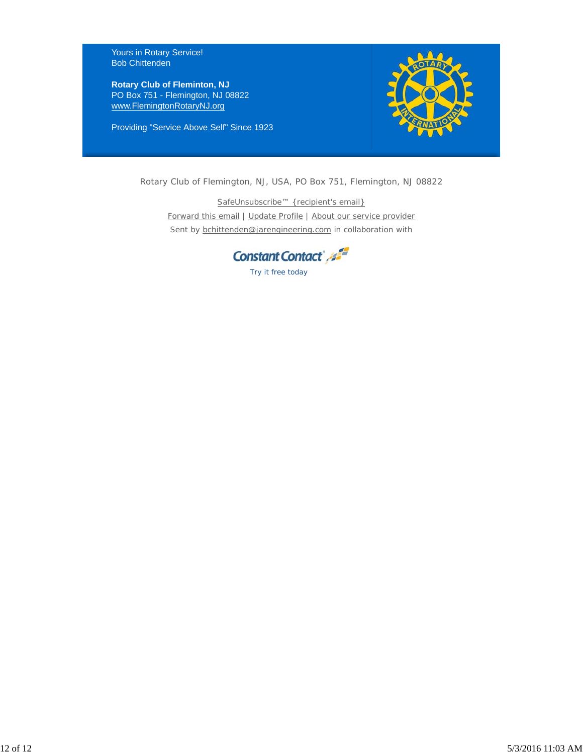Yours in Rotary Service!
Bob Chittenden

**Rotary Club of Fleminton, NJ**
PO Box 751 - Flemington, NJ 08822
www.FlemingtonRotaryNJ.org

Providing "Service Above Self" Since 1923

Rotary Club of Flemington, NJ, USA, PO Box 751, Flemington, NJ 08822

SafeUnsubscribe™ {recipient's email}

Forward this email | Update Profile | About our service provider

Sent by bchittenden@jarengineering.com in collaboration with

Constant Contact

Try it free today